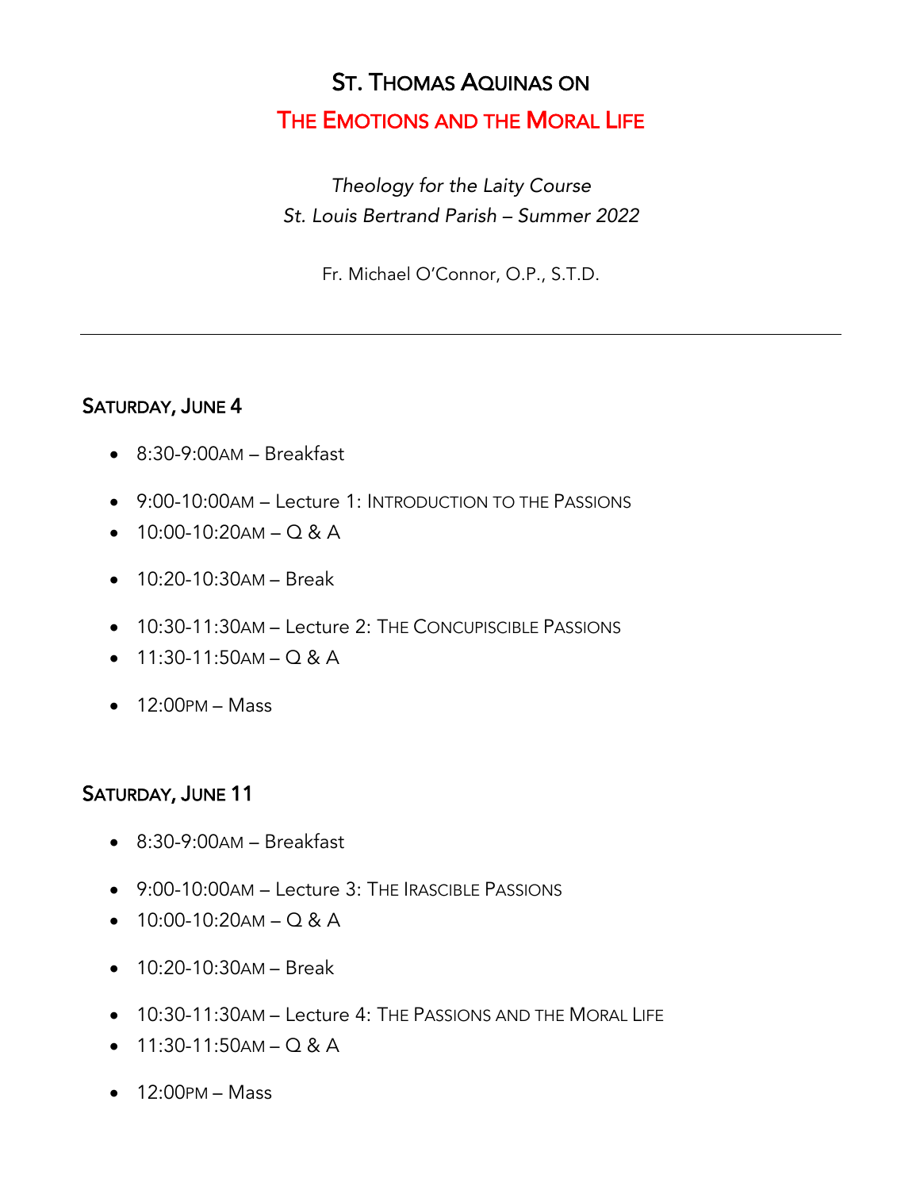# ST. THOMAS AQUINAS ON
# THE EMOTIONS AND THE MORAL LIFE

*Theology for the Laity Course*
*St. Louis Bertrand Parish – Summer 2022*

Fr. Michael O'Connor, O.P., S.T.D.

---

## SATURDAY, JUNE 4

- 8:30-9:00AM – Breakfast
- 9:00-10:00AM – Lecture 1: INTRODUCTION TO THE PASSIONS
- 10:00-10:20AM – Q & A
- 10:20-10:30AM – Break
- 10:30-11:30AM – Lecture 2: THE CONCUPISCIBLE PASSIONS
- 11:30-11:50AM – Q & A
- 12:00PM – Mass

## SATURDAY, JUNE 11

- 8:30-9:00AM – Breakfast
- 9:00-10:00AM – Lecture 3: THE IRASCIBLE PASSIONS
- 10:00-10:20AM – Q & A
- 10:20-10:30AM – Break
- 10:30-11:30AM – Lecture 4: THE PASSIONS AND THE MORAL LIFE
- 11:30-11:50AM – Q & A
- 12:00PM – Mass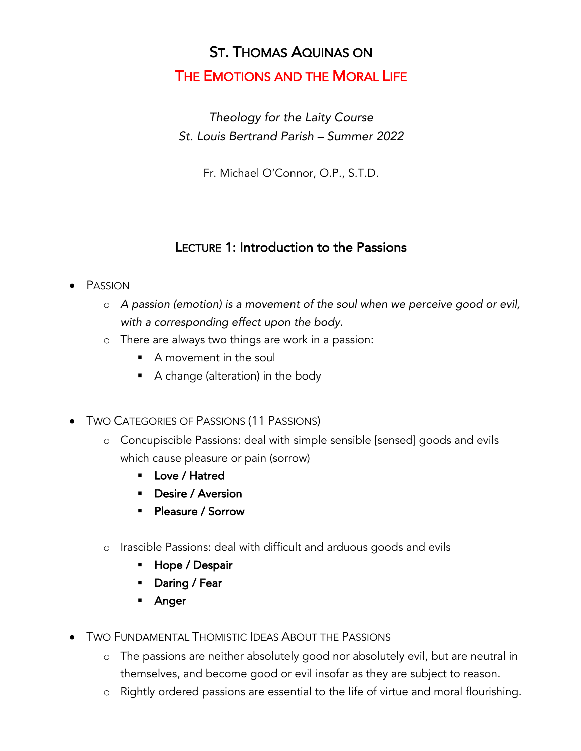# St. Thomas Aquinas on

# The Emotions and the Moral Life

*Theology for the Laity Course*
*St. Louis Bertrand Parish – Summer 2022*

Fr. Michael O'Connor, O.P., S.T.D.

---

## Lecture 1: Introduction to the Passions

- Passion
    - *A passion (emotion) is a movement of the soul when we perceive good or evil, with a corresponding effect upon the body.*
    - There are always two things are work in a passion:
        - A movement in the soul
        - A change (alteration) in the body

- Two Categories of Passions (11 Passions)
    - Concupiscible Passions: deal with simple sensible [sensed] goods and evils which cause pleasure or pain (sorrow)
        - **Love / Hatred**
        - **Desire / Aversion**
        - **Pleasure / Sorrow**
    - Irascible Passions: deal with difficult and arduous goods and evils
        - **Hope / Despair**
        - **Daring / Fear**
        - **Anger**

- Two Fundamental Thomistic Ideas About the Passions
    - The passions are neither absolutely good nor absolutely evil, but are neutral in themselves, and become good or evil insofar as they are subject to reason.
    - Rightly ordered passions are essential to the life of virtue and moral flourishing.